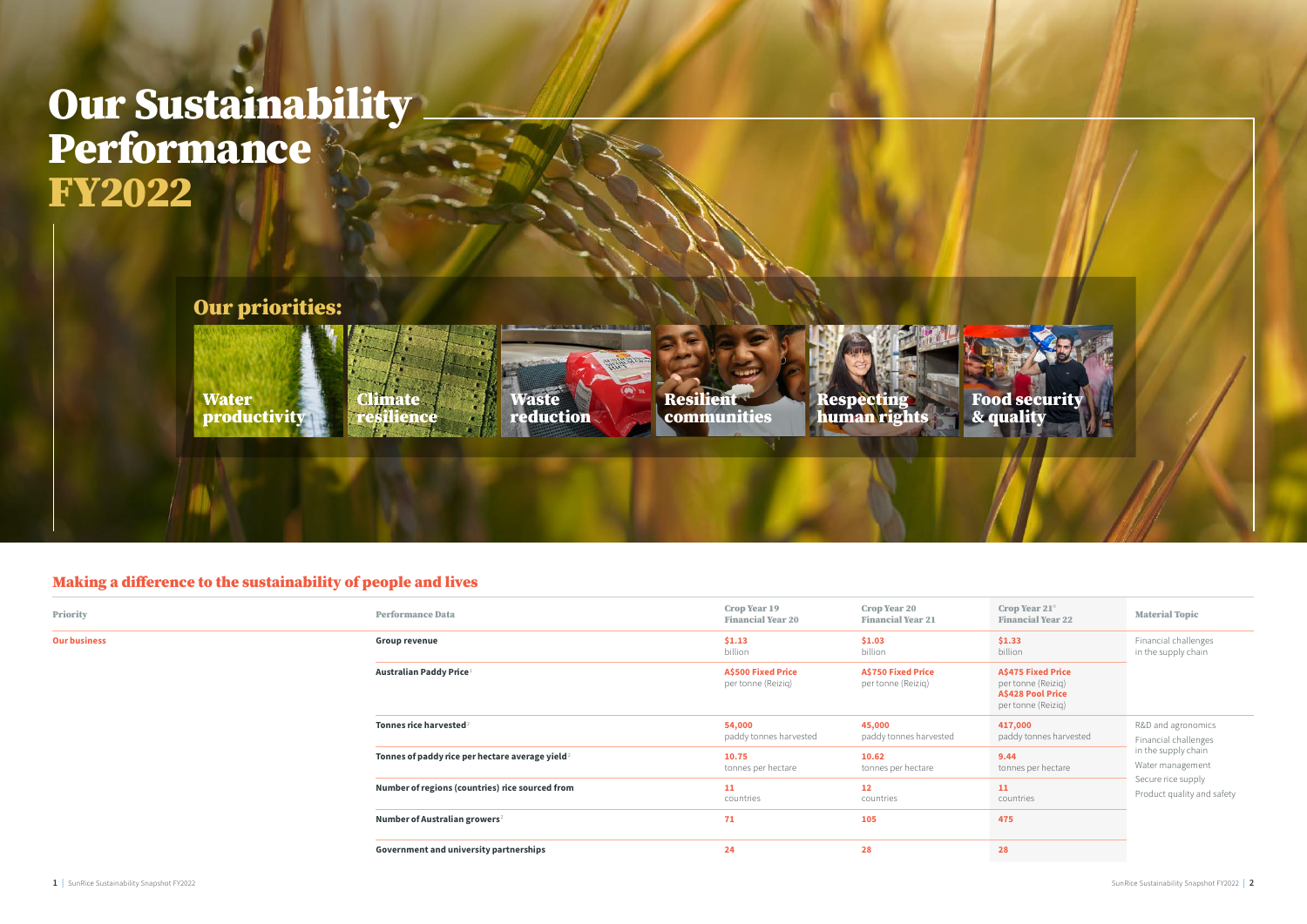# Our Sustainability Performance FY2022

## Our priorities:

- Water productivity
- Climate resilience
- Waste reduction
- Resilient communities
- Respecting human rights
- Food security & quality

## Making a difference to the sustainability of people and lives

| Priority | Performance Data | Crop Year 19 Financial Year 20 | Crop Year 20 Financial Year 21 | Crop Year 21[1] Financial Year 22 | Material Topic |
|---|---|---|---|---|---|
| **Our business** | **Group revenue** | **$1.13** billion | **$1.03** billion | **$1.33** billion | Financial challenges in the supply chain |
| | **Australian Paddy Price**[1] | **A$500 Fixed Price** per tonne (Reiziq) | **A$750 Fixed Price** per tonne (Reiziq) | **A$475 Fixed Price** per tonne (Reiziq) **A$428 Pool Price** per tonne (Reiziq) | |
| | **Tonnes rice harvested**[2] | **54,000** paddy tonnes harvested | **45,000** paddy tonnes harvested | **417,000** paddy tonnes harvested | R&D and agronomics Financial challenges in the supply chain Water management Secure rice supply Product quality and safety |
| | **Tonnes of paddy rice per hectare average yield**[2] | **10.75** tonnes per hectare | **10.62** tonnes per hectare | **9.44** tonnes per hectare | |
| | **Number of regions (countries) rice sourced from** | **11** countries | **12** countries | **11** countries | |
| | **Number of Australian growers**[2] | **71** | **105** | **475** | |
| | **Government and university partnerships** | **24** | **28** | **28** | |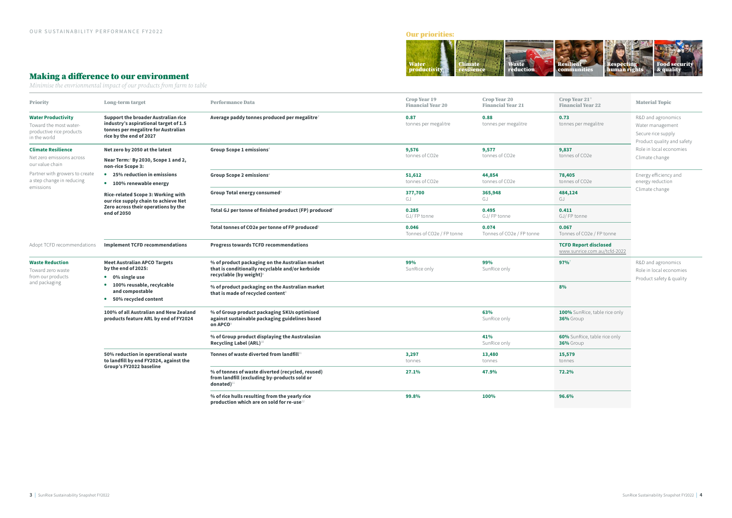OUR SUSTAINABILITY PERFORMANCE FY2022

**Our priorities:** Water productivity | Climate resilience | Waste reduction | Resilient communities | Respecting human rights | Food security & quality

## Making a difference to our environment

*Minimise the envrionmental impact of our products from farm to table*

| Priority | Long-term target | Performance Data | Crop Year 19 Financial Year 20 | Crop Year 20 Financial Year 21 | Crop Year 21[1] Financial Year 22 | Material Topic |
|---|---|---|---|---|---|---|
| **Water Productivity** Toward the most water-productive rice products in the world | **Support the broader Australian rice industry's aspirational target of 1.5 tonnes per megalitre for Australian rice by the end of 2027** | **Average paddy tonnes produced per megalitre**[2] | **0.87** tonnes per megalitre | **0.88** tonnes per megalitre | **0.73** tonnes per megalitre | R&D and agronomics; Water management; Secure rice supply; Product quality and safety |
| **Climate Resilience** Net zero emissions across our value chain; Partner with growers to create a step change in reducing emissions | **Net zero by 2050 at the latest**; **Near Term:**[3] **By 2030, Scope 1 and 2, non-rice Scope 3:** • **25% reduction in emissions** • **100% renewable energy**; **Rice-related Scope 3: Working with our rice supply chain to achieve Net Zero across their operations by the end of 2050** | **Group Scope 1 emissions**[4] | **9,576** tonnes of CO2e | **9,577** tonnes of CO2e | **9,837** tonnes of CO2e | Role in local economies; Climate change |
| | | **Group Scope 2 emissions**[4] | **51,612** tonnes of CO2e | **44,854** tonnes of CO2e | **78,405** tonnes of CO2e | Energy efficiency and energy reduction; Climate change |
| | | **Group Total energy consumed**[4] | **377,700** GJ | **365,948** GJ | **484,124** GJ | |
| | | **Total GJ per tonne of finished product (FP) produced**[5] | **0.285** GJ/ FP tonne | **0.495** GJ/ FP tonne | **0.411** GJ/ FP tonne | |
| | | **Total tonnes of CO2e per tonne of FP produced**[5] | **0.046** Tonnes of CO2e / FP tonne | **0.074** Tonnes of CO2e / FP tonne | **0.067** Tonnes of CO2e / FP tonne | |
| Adopt TCFD recommendations | **Implement TCFD recommendations** | **Progress towards TCFD recommendations** | | | **TCFD Report disclosed** www.sunrice.com.au/tcfd-2022 | |
| **Waste Reduction** Toward zero waste from our products and packaging | **Meet Australian APCO Targets by the end of 2025:** • **0% single use** • **100% reusable, recylcable and compostable** • **50% recycled content** | **% of product packaging on the Australian market that is conditionally recyclable and/or kerbside recyclable (by weight)**[6] | **99%** SunRice only | **99%** SunRice only | **97%**[7] | R&D and agronomics; Role in local economies; Product safety & quality |
| | | **% of product packaging on the Australian market that is made of recycled content**[8] | | | **8%** | |
| | **100% of all Australian and New Zealand products feature ARL by end of FY2024** | **% of Group product packaging SKUs optimised against sustainable packaging guidelines based on APCO**[9] | | **63%** SunRice only | **100%** SunRice, table rice only; **36%** Group | |
| | | **% of Group product displaying the Australasian Recycling Label (ARL)**[10] | | **41%** SunRice only | **60%** SunRice, table rice only; **36%** Group | |
| | **50% reduction in operational waste to landfill by end FY2024, against the Group's FY2022 baseline** | **Tonnes of waste diverted from landfill**[11] | **3,297** tonnes | **13,480** tonnes | **15,579** tonnes | |
| | | **% of tonnes of waste diverted (recycled, reused) from landfill (excluding by-products sold or donated)**[11] | **27.1%** | **47.9%** | **72.2%** | |
| | | **% of rice hulls resulting from the yearly rice production which are on sold for re-use**[12] | **99.8%** | **100%** | **96.6%** | |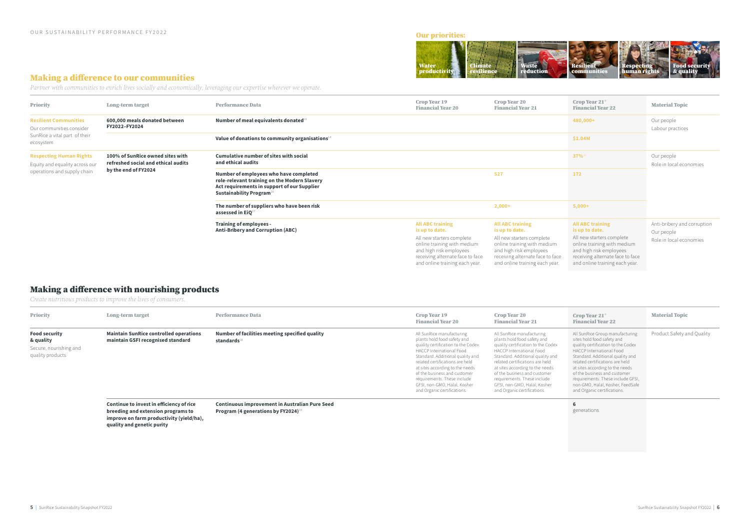OUR SUSTAINABILITY PERFORMANCE FY2022

**Our priorities:**

Water productivity | Climate resilience | Waste reduction | Resilient communities | Respecting human rights | Food security & quality

## Making a difference to our communities

*Partner with communities to enrich lives socially and economically, leveraging our expertise wherever we operate.*

| Priority | Long-term target | Performance Data | Crop Year 19 Financial Year 20 | Crop Year 20 Financial Year 21 | Crop Year 21[8] Financial Year 22 | Material Topic |
|---|---|---|---|---|---|---|
| **Resilient Communities** Our communities consider SunRice a vital part of their ecosystem | **600,000 meals donated between FY2022–FY2024** | **Number of meal equivalents donated**[13] | | | 480,000+ | Our people Labour practices |
| | | **Value of donations to community organisations**[14] | | | $1.04M | |
| **Respecting Human Rights** Equity and equality across our operations and supply chain | **100% of SunRice owned sites with refreshed social and ethical audits by the end of FY2024** | **Cumulative number of sites with social and ethical audits** | | | 37%[15] | Our people Role in local economies |
| | | **Number of employees who have completed role-relevant training on the Modern Slavery Act requirements in support of our Supplier Sustainability Program**[16] | | 527 | 172 | |
| | | **The number of suppliers who have been risk assessed in EiQ**[17] | | 2,000+ | 5,000+ | |
| | | **Training of employees - Anti-Bribery and Corruption (ABC)** | **All ABC training is up to date.** All new starters complete online training with medium and high risk employees receiving alternate face to face and online training each year. | **All ABC training is up to date.** All new starters complete online training with medium and high risk employees receiving alternate face to face and online training each year. | **All ABC training is up to date.** All new starters complete online training with medium and high risk employees receiving alternate face to face and online training each year. | Anti-bribery and corruption Our people Role in local economies |

## Making a difference with nourishing products

*Create nutritious products to improve the lives of consumers.*

| Priority | Long-term target | Performance Data | Crop Year 19 Financial Year 20 | Crop Year 20 Financial Year 21 | Crop Year 21[8] Financial Year 22 | Material Topic |
|---|---|---|---|---|---|---|
| **Food security & quality** Secure, nourishing and quality products | **Maintain SunRice controlled operations maintain GSFI recognised standard** | **Number of facilities meeting specified quality standards**[18] | All SunRice manufacturing plants hold food safety and quality certification to the Codex HACCP International Food Standard. Additional quality and related certifications are held at sites according to the needs of the business and customer requirements. These include GFSI, non-GMO, Halal, Kosher and Organic certifications. | All SunRice manufacturing plants hold food safety and quality certification to the Codex HACCP International Food Standard. Additional quality and related certifications are held at sites according to the needs of the business and customer requirements. These include GFSI, non-GMO, Halal, Kosher and Organic certifications. | All SunRice Group manufacturing sites hold food safety and quality certification to the Codex HACCP International Food Standard. Additional quality and related certifications are held at sites according to the needs of the business and customer requirements. These include GFSI, non-GMO, Halal, Kosher, FeedSafe and Organic certifications. | Product Safety and Quality |
| | **Continue to invest in efficiency of rice breeding and extension programs to improve on farm productivity (yield/ha), quality and genetic purity** | **Continuous improvement in Australian Pure Seed Program (4 generations by FY2024)**[19] | | | **6** generations | |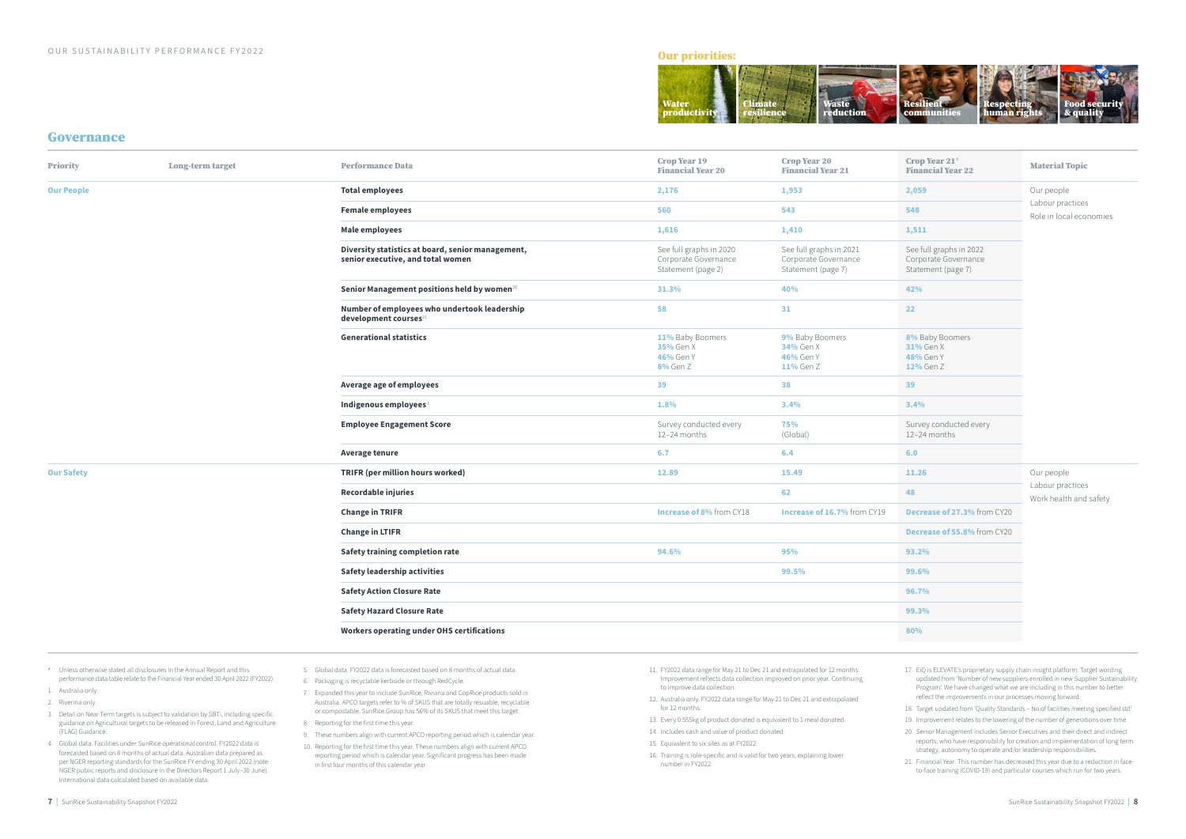OUR SUSTAINABILITY PERFORMANCE FY2022

**Our priorities:**

Water productivity | Climate resilience | Waste reduction | Resilient communities | Respecting human rights | Food security & quality

## Governance

| Priority | Long-term target | Performance Data | Crop Year 19 Financial Year 20 | Crop Year 20 Financial Year 21 | Crop Year 21* Financial Year 22 | Material Topic |
|---|---|---|---|---|---|---|
| **Our People** | | **Total employees** | 2,176 | 1,953 | 2,059 | Our people<br>Labour practices<br>Role in local economies |
| | | **Female employees** | 560 | 543 | 548 | |
| | | **Male employees** | 1,616 | 1,410 | 1,511 | |
| | | **Diversity statistics at board, senior management, senior executive, and total women** | See full graphs in 2020 Corporate Governance Statement (page 2) | See full graphs in 2021 Corporate Governance Statement (page 7) | See full graphs in 2022 Corporate Governance Statement (page 7) | |
| | | **Senior Management positions held by women**[20] | 31.3% | 40% | 42% | |
| | | **Number of employees who undertook leadership development courses**[21] | 58 | 31 | 22 | |
| | | **Generational statistics** | 11% Baby Boomers<br>35% Gen X<br>46% Gen Y<br>8% Gen Z | 9% Baby Boomers<br>34% Gen X<br>46% Gen Y<br>11% Gen Z | 8% Baby Boomers<br>31% Gen X<br>48% Gen Y<br>12% Gen Z | |
| | | **Average age of employees** | 39 | 38 | 39 | |
| | | **Indigenous employees**[1] | 1.8% | 3.4% | 3.4% | |
| | | **Employee Engagement Score** | Survey conducted every 12–24 months | 75% (Global) | Survey conducted every 12–24 months | |
| | | **Average tenure** | 6.7 | 6.4 | 6.0 | |
| **Our Safety** | | **TRIFR (per million hours worked)** | 12.89 | 15.49 | 11.26 | Our people<br>Labour practices<br>Work health and safety |
| | | **Recordable injuries** | | 62 | 48 | |
| | | **Change in TRIFR** | Increase of 8% from CY18 | Increase of 16.7% from CY19 | Decrease of 27.3% from CY20 | |
| | | **Change in LTIFR** | | | Decrease of 55.8% from CY20 | |
| | | **Safety training completion rate** | 94.6% | 95% | 93.2% | |
| | | **Safety leadership activities** | | 99.5% | 99.6% | |
| | | **Safety Action Closure Rate** | | | 96.7% | |
| | | **Safety Hazard Closure Rate** | | | 99.3% | |
| | | **Workers operating under OHS certifications** | | | 80% | |

\* Unless otherwise stated all disclosures in the Annual Report and this performance data table relate to the Financial Year ended 30 April 2022 (FY2022).

1. Australia only.
2. Riverina only.
3. Detail on Near Term targets is subject to validation by SBTi, including specific guidance on Agricultural targets to be released in Forest, Land and Agriculture (FLAG) Guidance.
4. Global data. Facilities under SunRice operational control. FY2022 data is forecasted based on 8 months of actual data. Australian data prepared as per NGER reporting standards for the SunRice FY ending 30 April 2022 (note NGER public reports and disclosure in the Directors Report 1 July–30 June). International data calculated based on available data.
5. Global data. FY2022 data is forecasted based on 8 months of actual data.
6. Packaging is recyclable kerbside or through RedCycle.
7. Expanded this year to include SunRice, Riviana and CopRice products sold in Australia. APCO targets refer to % of SKUS that are totally reusable, recyclable or compostable. SunRice Group has 56% of its SKUS that meet this target.
8. Reporting for the first time this year.
9. These numbers align with current APCO reporting period which is calendar year.
10. Reporting for the first time this year. These numbers align with current APCO reporting period which is calendar year. Significant progress has been made in first four months of this calendar year.
11. FY2022 data range for May 21 to Dec 21 and extrapolated for 12 months. Improvement reflects data collection improved on prior year. Continuing to improve data collection.
12. Australia only. FY2022 data range for May 21 to Dec 21 and extrapolated for 12 months.
13. Every 0.555kg of product donated is equivalent to 1 meal donated.
14. Includes cash and value of product donated.
15. Equivalent to six sites as at FY2022.
16. Training is role-specific and is valid for two years, explaining lower number in FY2022.
17. EiQ is ELEVATE's proprietary supply chain insight platform. Target wording updated from 'Number of new suppliers enrolled in new Supplier Sustainability Program'. We have changed what we are including in this number to better reflect the improvements in our processes moving forward.
18. Target updated from 'Quality Standards – No of facilities meeting specified std'
19. Improvement relates to the lowering of the number of generations over time.
20. Senior Management includes Senior Executives and their direct and indirect reports, who have responsibility for creation and implementation of long term strategy, autonomy to operate and/or leadership responsibilities.
21. Financial Year. This number has decreased this year due to a reduction in face-to-face training (COVID-19) and particular courses which run for two years.